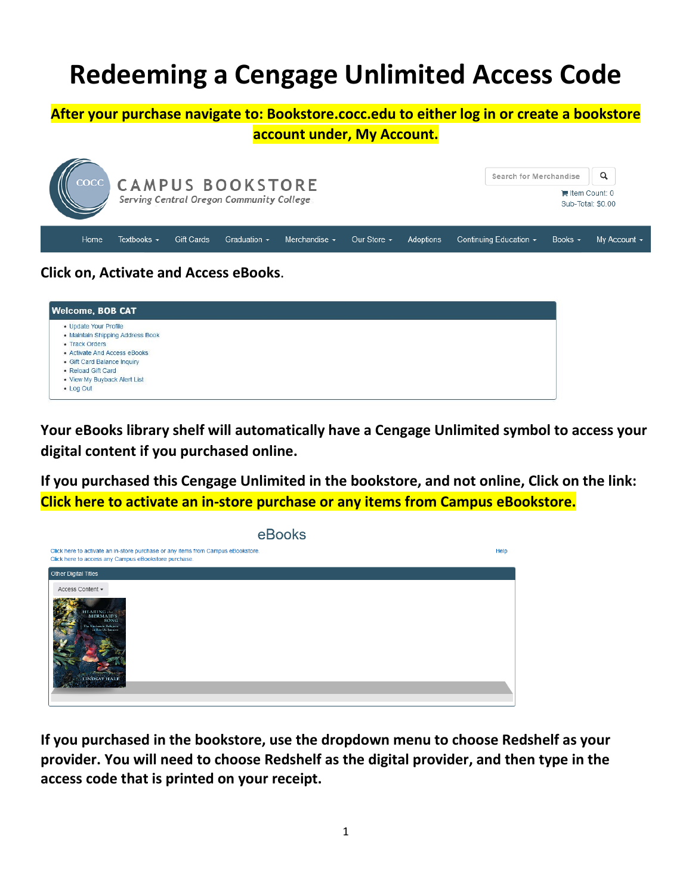# Redeeming a Cengage Unlimited Access Code

**After your purchase navigate to: Bookstore.cocc.edu to either log in or create a bookstore account under, My Account.**

CAMPUS BOOKSTORE
*Serving Central Oregon Community College*

Search for Merchandise

Item Count: 0
Sub-Total: $0.00

Home | Textbooks | Gift Cards | Graduation | Merchandise | Our Store | Adoptions | Continuing Education | Books | My Account

**Click on, Activate and Access eBooks.**

**Welcome, BOB CAT**

- Update Your Profile
- Maintain Shipping Address Book
- Track Orders
- Activate And Access eBooks
- Gift Card Balance Inquiry
- Reload Gift Card
- View My Buyback Alert List
- Log Out

**Your eBooks library shelf will automatically have a Cengage Unlimited symbol to access your digital content if you purchased online.**

**If you purchased this Cengage Unlimited in the bookstore, and not online, Click on the link: Click here to activate an in-store purchase or any items from Campus eBookstore.**

eBooks

Click here to activate an in-store purchase or any items from Campus eBookstore.
Click here to access any Campus eBookstore purchase.

Help

Other Digital Titles

Access Content

**If you purchased in the bookstore, use the dropdown menu to choose Redshelf as your provider. You will need to choose Redshelf as the digital provider, and then type in the access code that is printed on your receipt.**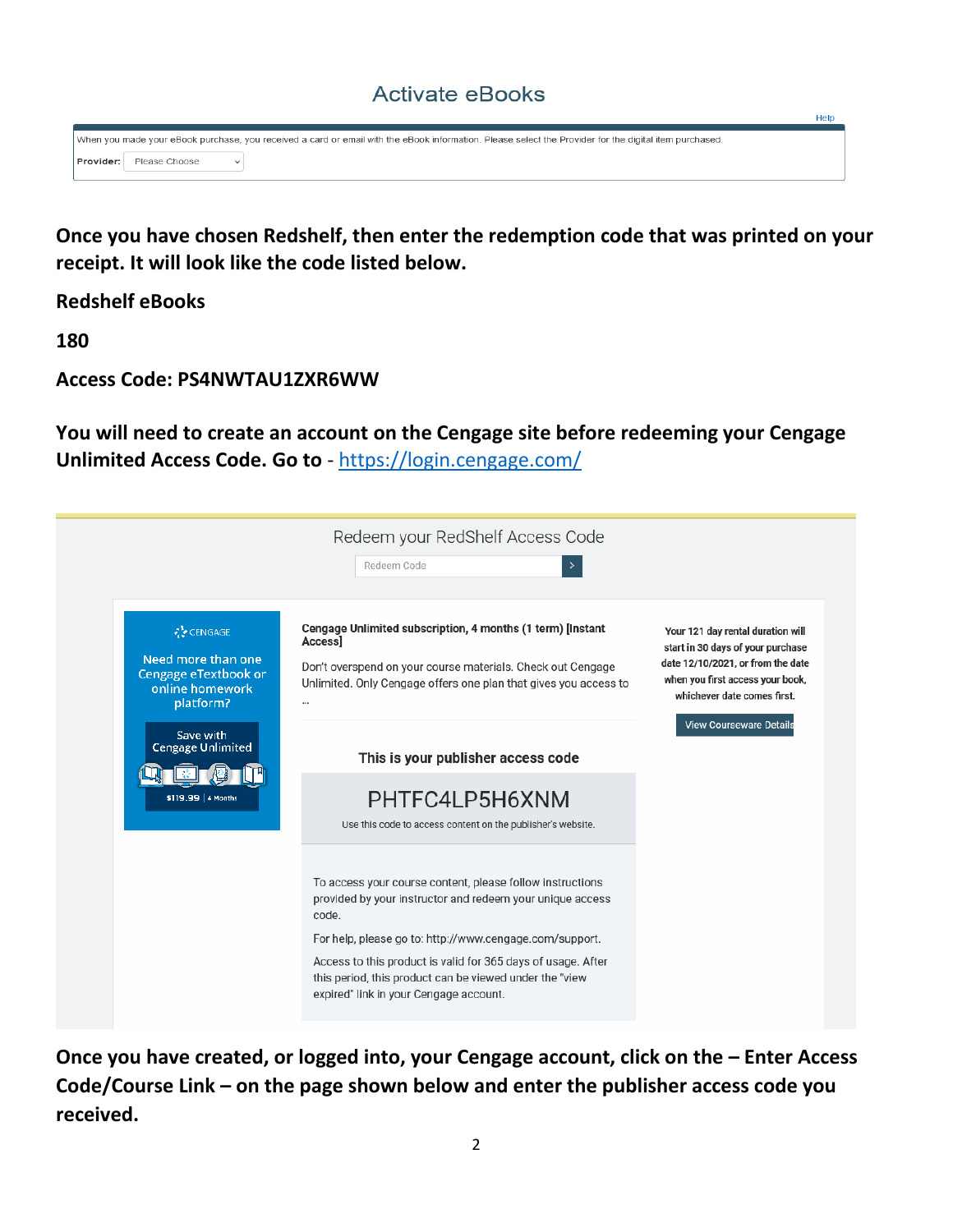## Activate eBooks

Help

When you made your eBook purchase, you received a card or email with the eBook information. Please select the Provider for the digital item purchased.

**Provider:** Please Choose

**Once you have chosen Redshelf, then enter the redemption code that was printed on your receipt. It will look like the code listed below.**

**Redshelf eBooks**

**180**

**Access Code: PS4NWTAU1ZXR6WW**

**You will need to create an account on the Cengage site before redeeming your Cengage Unlimited Access Code. Go to -** [https://login.cengage.com/](https://login.cengage.com/)

Redeem your RedShelf Access Code

Redeem Code

CENGAGE

Need more than one Cengage eTextbook or online homework platform?

Save with Cengage Unlimited

$119.99 | 4 Months

**Cengage Unlimited subscription, 4 months (1 term) [Instant Access]**

Don't overspend on your course materials. Check out Cengage Unlimited. Only Cengage offers one plan that gives you access to ...

Your 121 day rental duration will start in 30 days of your purchase date 12/10/2021, or from the date when you first access your book, whichever date comes first.

View Courseware Details

**This is your publisher access code**

PHTFC4LP5H6XNM

Use this code to access content on the publisher's website.

To access your course content, please follow instructions provided by your instructor and redeem your unique access code.

For help, please go to: http://www.cengage.com/support.

Access to this product is valid for 365 days of usage. After this period, this product can be viewed under the "view expired" link in your Cengage account.

**Once you have created, or logged into, your Cengage account, click on the – Enter Access Code/Course Link – on the page shown below and enter the publisher access code you received.**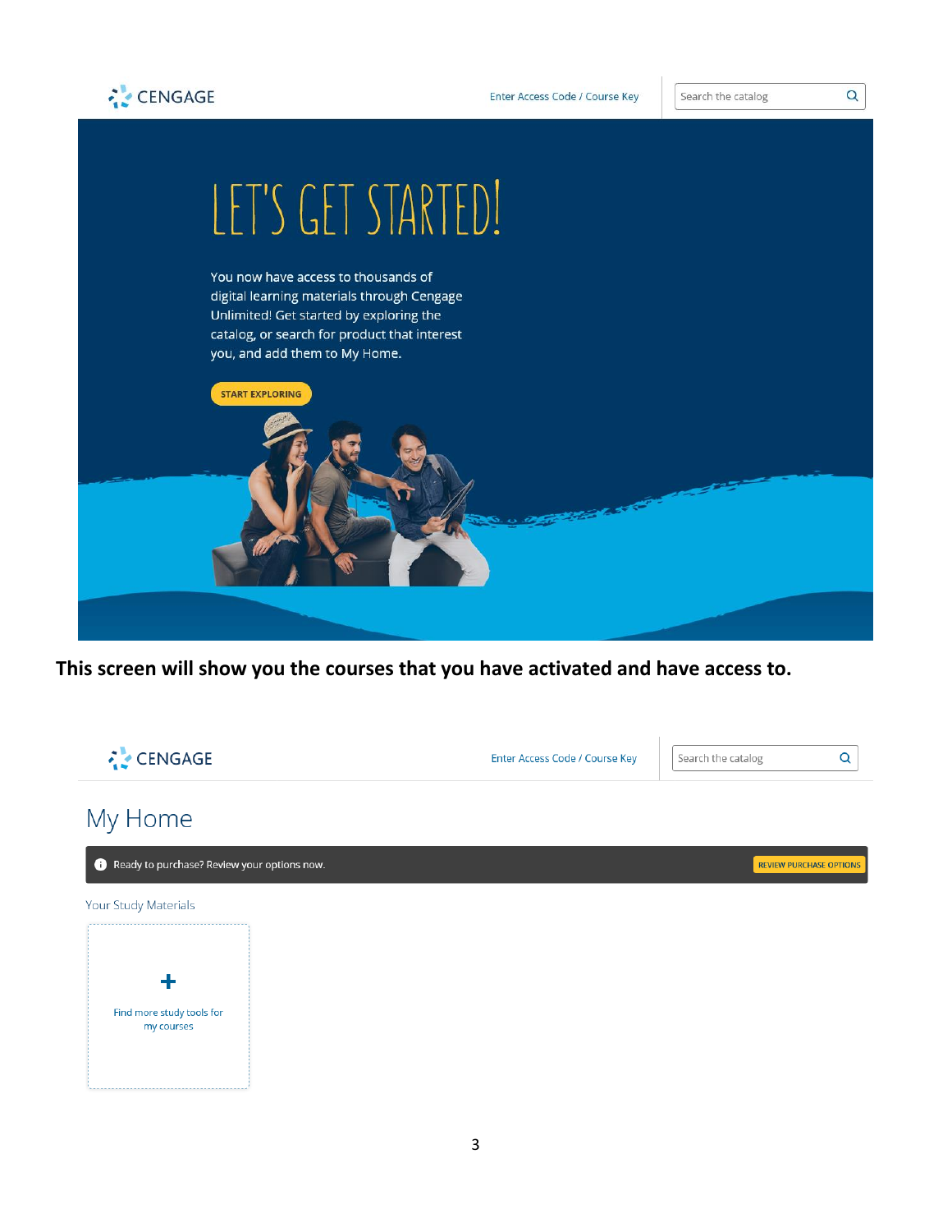CENGAGE

Enter Access Code / Course Key

Search the catalog

# LET'S GET STARTED!

You now have access to thousands of digital learning materials through Cengage Unlimited! Get started by exploring the catalog, or search for product that interest you, and add them to My Home.

START EXPLORING

**This screen will show you the courses that you have activated and have access to.**

CENGAGE

Enter Access Code / Course Key

Search the catalog

# My Home

Ready to purchase? Review your options now. REVIEW PURCHASE OPTIONS

Your Study Materials

+

Find more study tools for my courses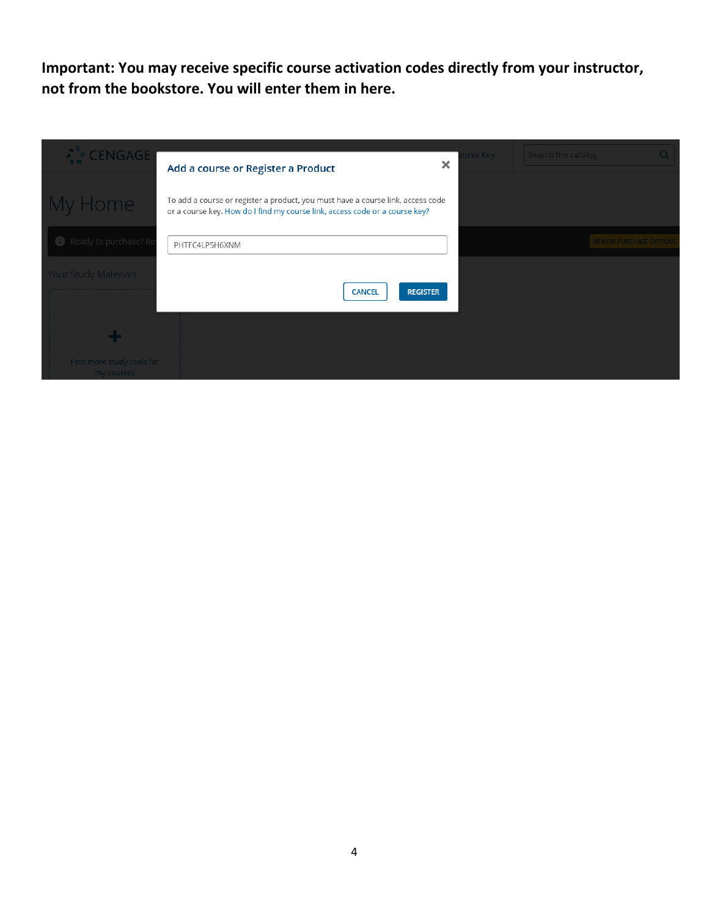**Important: You may receive specific course activation codes directly from your instructor, not from the bookstore. You will enter them in here.**

CENGAGE

My Home

Ready to purchase? Re

REVIEW PURCHASE OPTIONS

Your Study Materials

Find more study tools for my courses

Search the catalog

**Add a course or Register a Product**

To add a course or register a product, you must have a course link, access code or a course key. How do I find my course link, access code or a course key?

PHTFC4LP5H6XNM

CANCEL | REGISTER